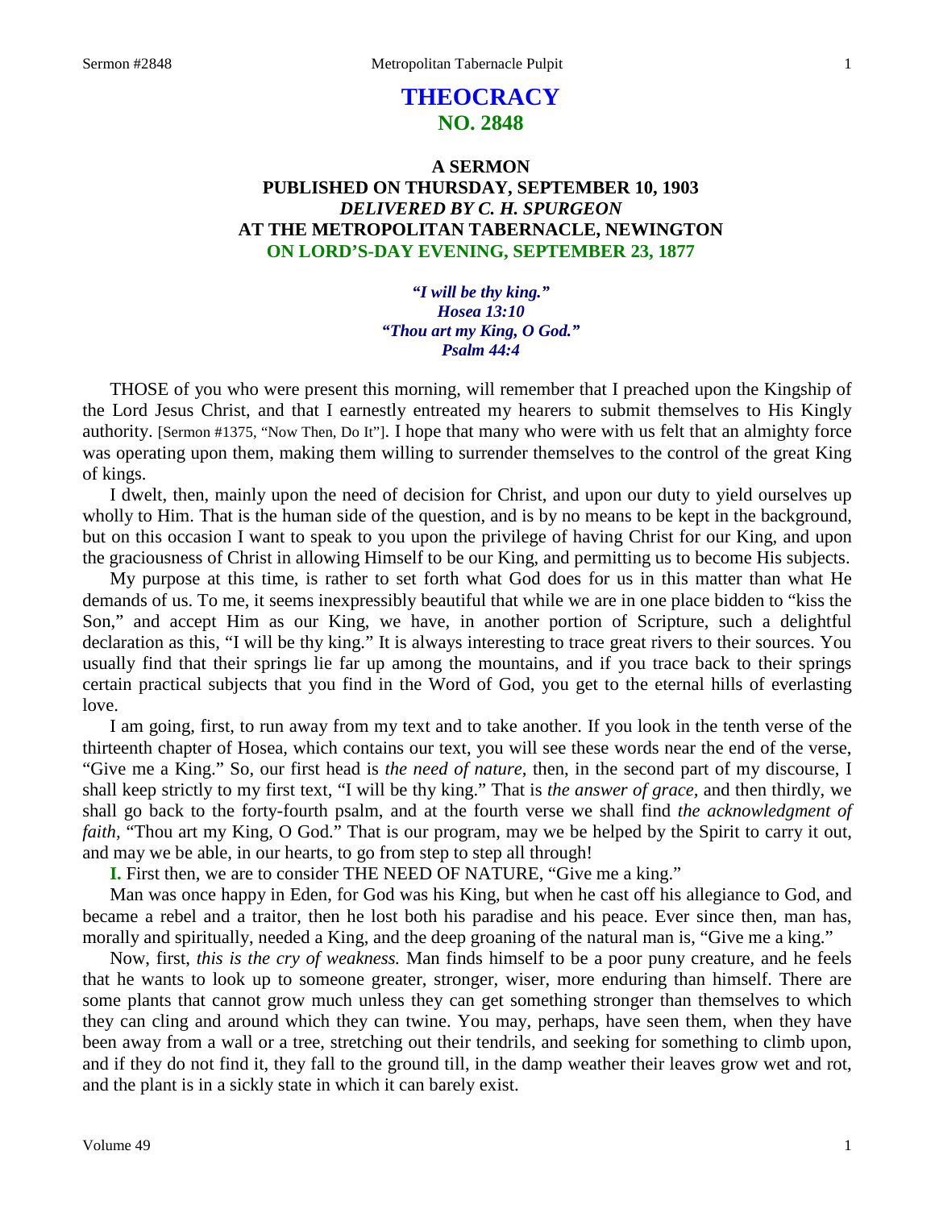# THEOCRACY
## NO. 2848

### A SERMON
### PUBLISHED ON THURSDAY, SEPTEMBER 10, 1903
### *DELIVERED BY C. H. SPURGEON*
### AT THE METROPOLITAN TABERNACLE, NEWINGTON
### ON LORD'S-DAY EVENING, SEPTEMBER 23, 1877

*"I will be thy king."*
*Hosea 13:10*
*"Thou art my King, O God."*
*Psalm 44:4*

THOSE of you who were present this morning, will remember that I preached upon the Kingship of the Lord Jesus Christ, and that I earnestly entreated my hearers to submit themselves to His Kingly authority. [Sermon #1375, "Now Then, Do It"]. I hope that many who were with us felt that an almighty force was operating upon them, making them willing to surrender themselves to the control of the great King of kings.

I dwelt, then, mainly upon the need of decision for Christ, and upon our duty to yield ourselves up wholly to Him. That is the human side of the question, and is by no means to be kept in the background, but on this occasion I want to speak to you upon the privilege of having Christ for our King, and upon the graciousness of Christ in allowing Himself to be our King, and permitting us to become His subjects.

My purpose at this time, is rather to set forth what God does for us in this matter than what He demands of us. To me, it seems inexpressibly beautiful that while we are in one place bidden to "kiss the Son," and accept Him as our King, we have, in another portion of Scripture, such a delightful declaration as this, "I will be thy king." It is always interesting to trace great rivers to their sources. You usually find that their springs lie far up among the mountains, and if you trace back to their springs certain practical subjects that you find in the Word of God, you get to the eternal hills of everlasting love.

I am going, first, to run away from my text and to take another. If you look in the tenth verse of the thirteenth chapter of Hosea, which contains our text, you will see these words near the end of the verse, "Give me a King." So, our first head is *the need of nature,* then, in the second part of my discourse, I shall keep strictly to my first text, "I will be thy king." That is *the answer of grace,* and then thirdly, we shall go back to the forty-fourth psalm, and at the fourth verse we shall find *the acknowledgment of faith,* "Thou art my King, O God." That is our program, may we be helped by the Spirit to carry it out, and may we be able, in our hearts, to go from step to step all through!

**I.** First then, we are to consider THE NEED OF NATURE, "Give me a king."

Man was once happy in Eden, for God was his King, but when he cast off his allegiance to God, and became a rebel and a traitor, then he lost both his paradise and his peace. Ever since then, man has, morally and spiritually, needed a King, and the deep groaning of the natural man is, "Give me a king."

Now, first, *this is the cry of weakness.* Man finds himself to be a poor puny creature, and he feels that he wants to look up to someone greater, stronger, wiser, more enduring than himself. There are some plants that cannot grow much unless they can get something stronger than themselves to which they can cling and around which they can twine. You may, perhaps, have seen them, when they have been away from a wall or a tree, stretching out their tendrils, and seeking for something to climb upon, and if they do not find it, they fall to the ground till, in the damp weather their leaves grow wet and rot, and the plant is in a sickly state in which it can barely exist.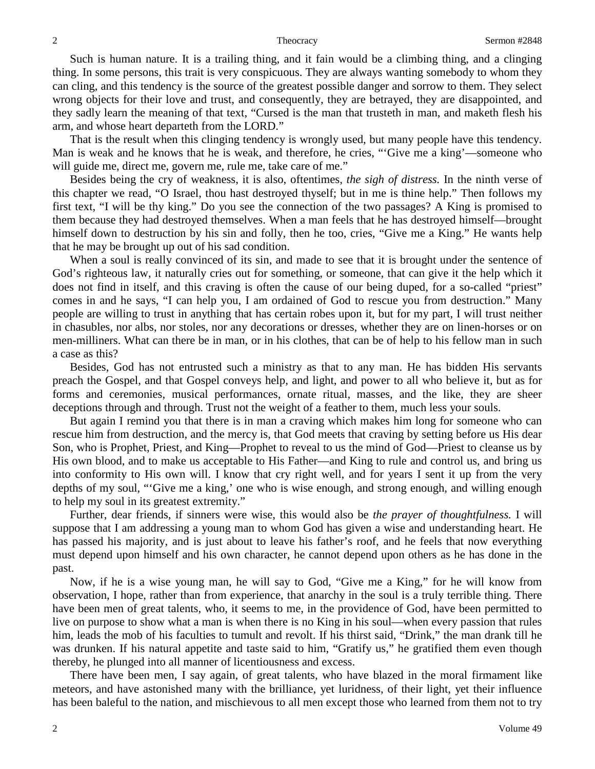Such is human nature. It is a trailing thing, and it fain would be a climbing thing, and a clinging thing. In some persons, this trait is very conspicuous. They are always wanting somebody to whom they can cling, and this tendency is the source of the greatest possible danger and sorrow to them. They select wrong objects for their love and trust, and consequently, they are betrayed, they are disappointed, and they sadly learn the meaning of that text, "Cursed is the man that trusteth in man, and maketh flesh his arm, and whose heart departeth from the LORD."

That is the result when this clinging tendency is wrongly used, but many people have this tendency. Man is weak and he knows that he is weak, and therefore, he cries, "'Give me a king'—someone who will guide me, direct me, govern me, rule me, take care of me."

Besides being the cry of weakness, it is also, oftentimes, *the sigh of distress.* In the ninth verse of this chapter we read, "O Israel, thou hast destroyed thyself; but in me is thine help." Then follows my first text, "I will be thy king." Do you see the connection of the two passages? A King is promised to them because they had destroyed themselves. When a man feels that he has destroyed himself—brought himself down to destruction by his sin and folly, then he too, cries, "Give me a King." He wants help that he may be brought up out of his sad condition.

When a soul is really convinced of its sin, and made to see that it is brought under the sentence of God's righteous law, it naturally cries out for something, or someone, that can give it the help which it does not find in itself, and this craving is often the cause of our being duped, for a so-called "priest" comes in and he says, "I can help you, I am ordained of God to rescue you from destruction." Many people are willing to trust in anything that has certain robes upon it, but for my part, I will trust neither in chasubles, nor albs, nor stoles, nor any decorations or dresses, whether they are on linen-horses or on men-milliners. What can there be in man, or in his clothes, that can be of help to his fellow man in such a case as this?

Besides, God has not entrusted such a ministry as that to any man. He has bidden His servants preach the Gospel, and that Gospel conveys help, and light, and power to all who believe it, but as for forms and ceremonies, musical performances, ornate ritual, masses, and the like, they are sheer deceptions through and through. Trust not the weight of a feather to them, much less your souls.

But again I remind you that there is in man a craving which makes him long for someone who can rescue him from destruction, and the mercy is, that God meets that craving by setting before us His dear Son, who is Prophet, Priest, and King—Prophet to reveal to us the mind of God—Priest to cleanse us by His own blood, and to make us acceptable to His Father—and King to rule and control us, and bring us into conformity to His own will. I know that cry right well, and for years I sent it up from the very depths of my soul, "'Give me a king,' one who is wise enough, and strong enough, and willing enough to help my soul in its greatest extremity."

Further, dear friends, if sinners were wise, this would also be *the prayer of thoughtfulness.* I will suppose that I am addressing a young man to whom God has given a wise and understanding heart. He has passed his majority, and is just about to leave his father's roof, and he feels that now everything must depend upon himself and his own character, he cannot depend upon others as he has done in the past.

Now, if he is a wise young man, he will say to God, "Give me a King," for he will know from observation, I hope, rather than from experience, that anarchy in the soul is a truly terrible thing. There have been men of great talents, who, it seems to me, in the providence of God, have been permitted to live on purpose to show what a man is when there is no King in his soul—when every passion that rules him, leads the mob of his faculties to tumult and revolt. If his thirst said, "Drink," the man drank till he was drunken. If his natural appetite and taste said to him, "Gratify us," he gratified them even though thereby, he plunged into all manner of licentiousness and excess.

There have been men, I say again, of great talents, who have blazed in the moral firmament like meteors, and have astonished many with the brilliance, yet luridness, of their light, yet their influence has been baleful to the nation, and mischievous to all men except those who learned from them not to try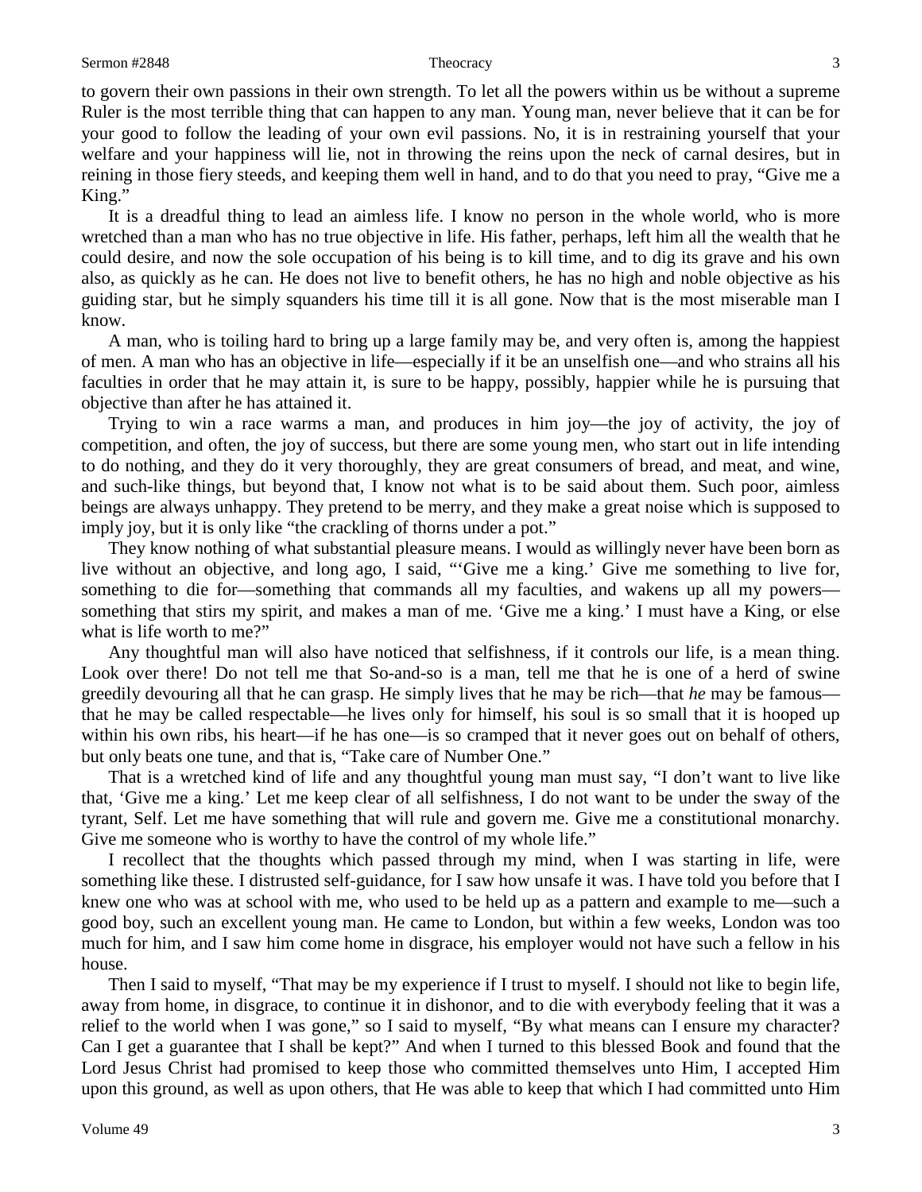to govern their own passions in their own strength. To let all the powers within us be without a supreme Ruler is the most terrible thing that can happen to any man. Young man, never believe that it can be for your good to follow the leading of your own evil passions. No, it is in restraining yourself that your welfare and your happiness will lie, not in throwing the reins upon the neck of carnal desires, but in reining in those fiery steeds, and keeping them well in hand, and to do that you need to pray, "Give me a King."

It is a dreadful thing to lead an aimless life. I know no person in the whole world, who is more wretched than a man who has no true objective in life. His father, perhaps, left him all the wealth that he could desire, and now the sole occupation of his being is to kill time, and to dig its grave and his own also, as quickly as he can. He does not live to benefit others, he has no high and noble objective as his guiding star, but he simply squanders his time till it is all gone. Now that is the most miserable man I know.

A man, who is toiling hard to bring up a large family may be, and very often is, among the happiest of men. A man who has an objective in life—especially if it be an unselfish one—and who strains all his faculties in order that he may attain it, is sure to be happy, possibly, happier while he is pursuing that objective than after he has attained it.

Trying to win a race warms a man, and produces in him joy—the joy of activity, the joy of competition, and often, the joy of success, but there are some young men, who start out in life intending to do nothing, and they do it very thoroughly, they are great consumers of bread, and meat, and wine, and such-like things, but beyond that, I know not what is to be said about them. Such poor, aimless beings are always unhappy. They pretend to be merry, and they make a great noise which is supposed to imply joy, but it is only like "the crackling of thorns under a pot."

They know nothing of what substantial pleasure means. I would as willingly never have been born as live without an objective, and long ago, I said, "'Give me a king.' Give me something to live for, something to die for—something that commands all my faculties, and wakens up all my powers—something that stirs my spirit, and makes a man of me. 'Give me a king.' I must have a King, or else what is life worth to me?"

Any thoughtful man will also have noticed that selfishness, if it controls our life, is a mean thing. Look over there! Do not tell me that So-and-so is a man, tell me that he is one of a herd of swine greedily devouring all that he can grasp. He simply lives that he may be rich—that *he* may be famous—that he may be called respectable—he lives only for himself, his soul is so small that it is hooped up within his own ribs, his heart—if he has one—is so cramped that it never goes out on behalf of others, but only beats one tune, and that is, "Take care of Number One."

That is a wretched kind of life and any thoughtful young man must say, "I don't want to live like that, 'Give me a king.' Let me keep clear of all selfishness, I do not want to be under the sway of the tyrant, Self. Let me have something that will rule and govern me. Give me a constitutional monarchy. Give me someone who is worthy to have the control of my whole life."

I recollect that the thoughts which passed through my mind, when I was starting in life, were something like these. I distrusted self-guidance, for I saw how unsafe it was. I have told you before that I knew one who was at school with me, who used to be held up as a pattern and example to me—such a good boy, such an excellent young man. He came to London, but within a few weeks, London was too much for him, and I saw him come home in disgrace, his employer would not have such a fellow in his house.

Then I said to myself, "That may be my experience if I trust to myself. I should not like to begin life, away from home, in disgrace, to continue it in dishonor, and to die with everybody feeling that it was a relief to the world when I was gone," so I said to myself, "By what means can I ensure my character? Can I get a guarantee that I shall be kept?" And when I turned to this blessed Book and found that the Lord Jesus Christ had promised to keep those who committed themselves unto Him, I accepted Him upon this ground, as well as upon others, that He was able to keep that which I had committed unto Him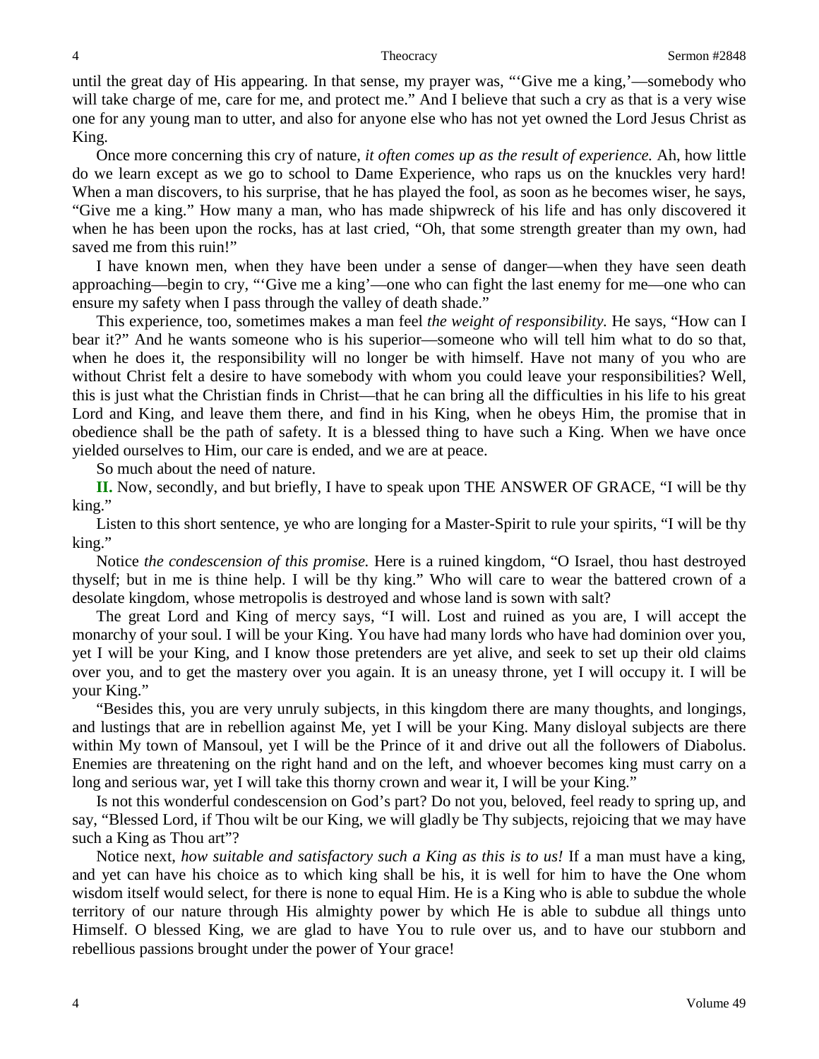until the great day of His appearing. In that sense, my prayer was, "'Give me a king,'—somebody who will take charge of me, care for me, and protect me." And I believe that such a cry as that is a very wise one for any young man to utter, and also for anyone else who has not yet owned the Lord Jesus Christ as King.

Once more concerning this cry of nature, *it often comes up as the result of experience.* Ah, how little do we learn except as we go to school to Dame Experience, who raps us on the knuckles very hard! When a man discovers, to his surprise, that he has played the fool, as soon as he becomes wiser, he says, "Give me a king." How many a man, who has made shipwreck of his life and has only discovered it when he has been upon the rocks, has at last cried, "Oh, that some strength greater than my own, had saved me from this ruin!"

I have known men, when they have been under a sense of danger—when they have seen death approaching—begin to cry, "'Give me a king'—one who can fight the last enemy for me—one who can ensure my safety when I pass through the valley of death shade."

This experience, too, sometimes makes a man feel *the weight of responsibility.* He says, "How can I bear it?" And he wants someone who is his superior—someone who will tell him what to do so that, when he does it, the responsibility will no longer be with himself. Have not many of you who are without Christ felt a desire to have somebody with whom you could leave your responsibilities? Well, this is just what the Christian finds in Christ—that he can bring all the difficulties in his life to his great Lord and King, and leave them there, and find in his King, when he obeys Him, the promise that in obedience shall be the path of safety. It is a blessed thing to have such a King. When we have once yielded ourselves to Him, our care is ended, and we are at peace.

So much about the need of nature.

**II.** Now, secondly, and but briefly, I have to speak upon THE ANSWER OF GRACE, "I will be thy king."

Listen to this short sentence, ye who are longing for a Master-Spirit to rule your spirits, "I will be thy king."

Notice *the condescension of this promise.* Here is a ruined kingdom, "O Israel, thou hast destroyed thyself; but in me is thine help. I will be thy king." Who will care to wear the battered crown of a desolate kingdom, whose metropolis is destroyed and whose land is sown with salt?

The great Lord and King of mercy says, "I will. Lost and ruined as you are, I will accept the monarchy of your soul. I will be your King. You have had many lords who have had dominion over you, yet I will be your King, and I know those pretenders are yet alive, and seek to set up their old claims over you, and to get the mastery over you again. It is an uneasy throne, yet I will occupy it. I will be your King."

"Besides this, you are very unruly subjects, in this kingdom there are many thoughts, and longings, and lustings that are in rebellion against Me, yet I will be your King. Many disloyal subjects are there within My town of Mansoul, yet I will be the Prince of it and drive out all the followers of Diabolus. Enemies are threatening on the right hand and on the left, and whoever becomes king must carry on a long and serious war, yet I will take this thorny crown and wear it, I will be your King."

Is not this wonderful condescension on God's part? Do not you, beloved, feel ready to spring up, and say, "Blessed Lord, if Thou wilt be our King, we will gladly be Thy subjects, rejoicing that we may have such a King as Thou art"?

Notice next, *how suitable and satisfactory such a King as this is to us!* If a man must have a king, and yet can have his choice as to which king shall be his, it is well for him to have the One whom wisdom itself would select, for there is none to equal Him. He is a King who is able to subdue the whole territory of our nature through His almighty power by which He is able to subdue all things unto Himself. O blessed King, we are glad to have You to rule over us, and to have our stubborn and rebellious passions brought under the power of Your grace!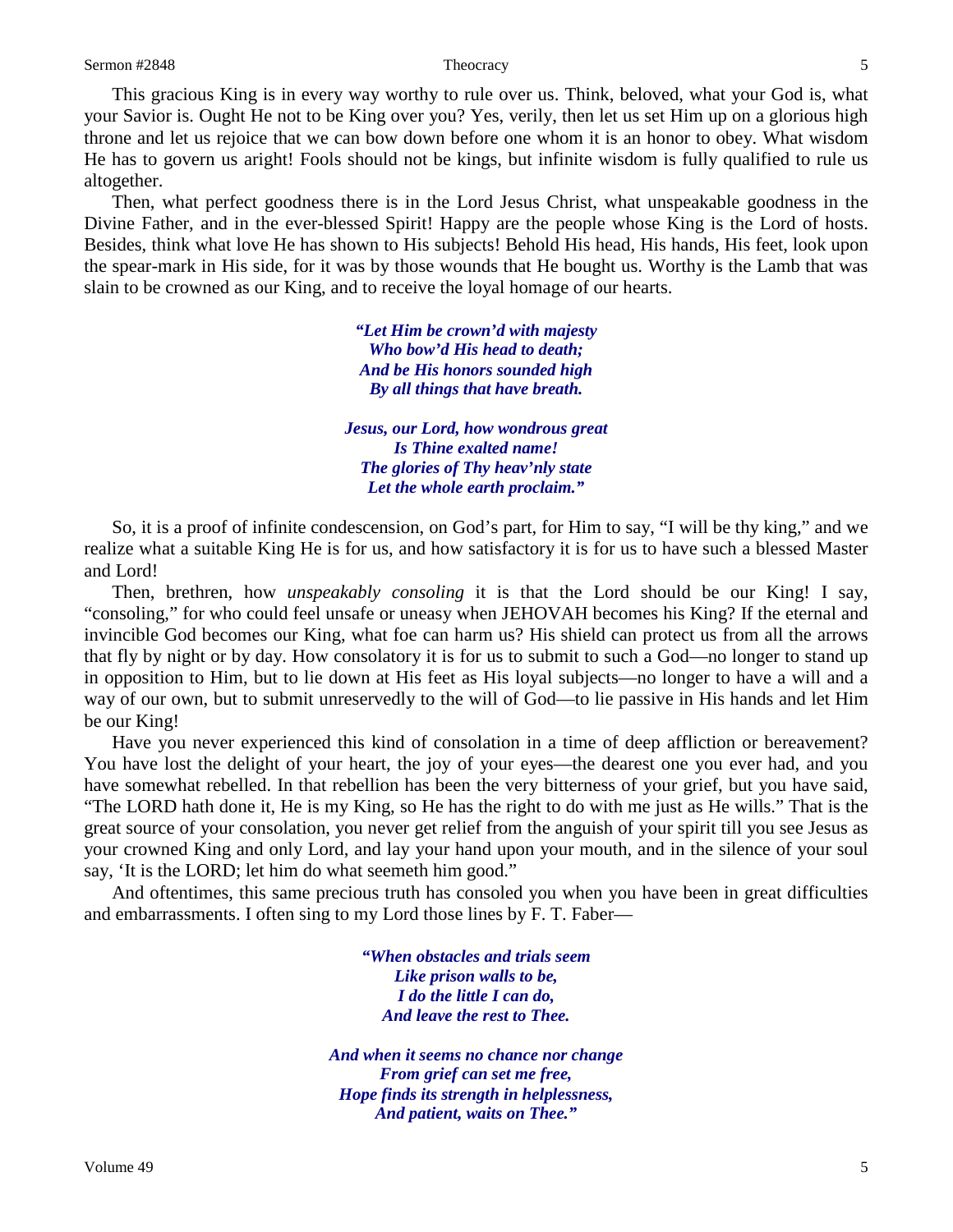This gracious King is in every way worthy to rule over us. Think, beloved, what your God is, what your Savior is. Ought He not to be King over you? Yes, verily, then let us set Him up on a glorious high throne and let us rejoice that we can bow down before one whom it is an honor to obey. What wisdom He has to govern us aright! Fools should not be kings, but infinite wisdom is fully qualified to rule us altogether.

Then, what perfect goodness there is in the Lord Jesus Christ, what unspeakable goodness in the Divine Father, and in the ever-blessed Spirit! Happy are the people whose King is the Lord of hosts. Besides, think what love He has shown to His subjects! Behold His head, His hands, His feet, look upon the spear-mark in His side, for it was by those wounds that He bought us. Worthy is the Lamb that was slain to be crowned as our King, and to receive the loyal homage of our hearts.

> ***"Let Him be crown'd with majesty***
> ***Who bow'd His head to death;***
> ***And be His honors sounded high***
> ***By all things that have breath.***
>
> ***Jesus, our Lord, how wondrous great***
> ***Is Thine exalted name!***
> ***The glories of Thy heav'nly state***
> ***Let the whole earth proclaim."***

So, it is a proof of infinite condescension, on God's part, for Him to say, "I will be thy king," and we realize what a suitable King He is for us, and how satisfactory it is for us to have such a blessed Master and Lord!

Then, brethren, how *unspeakably consoling* it is that the Lord should be our King! I say, "consoling," for who could feel unsafe or uneasy when JEHOVAH becomes his King? If the eternal and invincible God becomes our King, what foe can harm us? His shield can protect us from all the arrows that fly by night or by day. How consolatory it is for us to submit to such a God—no longer to stand up in opposition to Him, but to lie down at His feet as His loyal subjects—no longer to have a will and a way of our own, but to submit unreservedly to the will of God—to lie passive in His hands and let Him be our King!

Have you never experienced this kind of consolation in a time of deep affliction or bereavement? You have lost the delight of your heart, the joy of your eyes—the dearest one you ever had, and you have somewhat rebelled. In that rebellion has been the very bitterness of your grief, but you have said, "The LORD hath done it, He is my King, so He has the right to do with me just as He wills." That is the great source of your consolation, you never get relief from the anguish of your spirit till you see Jesus as your crowned King and only Lord, and lay your hand upon your mouth, and in the silence of your soul say, 'It is the LORD; let him do what seemeth him good."

And oftentimes, this same precious truth has consoled you when you have been in great difficulties and embarrassments. I often sing to my Lord those lines by F. T. Faber—

> ***"When obstacles and trials seem***
> ***Like prison walls to be,***
> ***I do the little I can do,***
> ***And leave the rest to Thee.***
>
> ***And when it seems no chance nor change***
> ***From grief can set me free,***
> ***Hope finds its strength in helplessness,***
> ***And patient, waits on Thee."***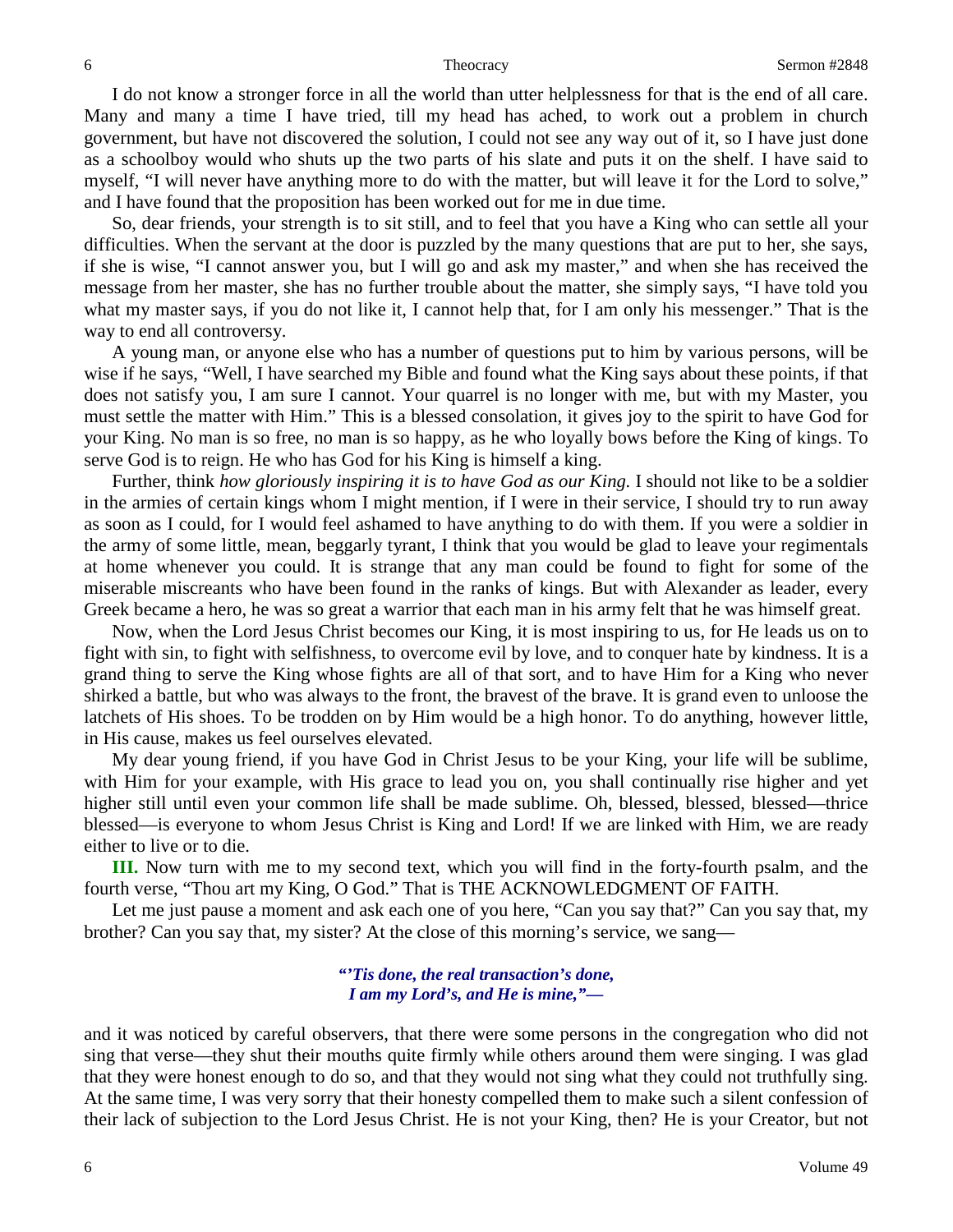I do not know a stronger force in all the world than utter helplessness for that is the end of all care. Many and many a time I have tried, till my head has ached, to work out a problem in church government, but have not discovered the solution, I could not see any way out of it, so I have just done as a schoolboy would who shuts up the two parts of his slate and puts it on the shelf. I have said to myself, "I will never have anything more to do with the matter, but will leave it for the Lord to solve," and I have found that the proposition has been worked out for me in due time.

So, dear friends, your strength is to sit still, and to feel that you have a King who can settle all your difficulties. When the servant at the door is puzzled by the many questions that are put to her, she says, if she is wise, "I cannot answer you, but I will go and ask my master," and when she has received the message from her master, she has no further trouble about the matter, she simply says, "I have told you what my master says, if you do not like it, I cannot help that, for I am only his messenger." That is the way to end all controversy.

A young man, or anyone else who has a number of questions put to him by various persons, will be wise if he says, "Well, I have searched my Bible and found what the King says about these points, if that does not satisfy you, I am sure I cannot. Your quarrel is no longer with me, but with my Master, you must settle the matter with Him." This is a blessed consolation, it gives joy to the spirit to have God for your King. No man is so free, no man is so happy, as he who loyally bows before the King of kings. To serve God is to reign. He who has God for his King is himself a king.

Further, think *how gloriously inspiring it is to have God as our King.* I should not like to be a soldier in the armies of certain kings whom I might mention, if I were in their service, I should try to run away as soon as I could, for I would feel ashamed to have anything to do with them. If you were a soldier in the army of some little, mean, beggarly tyrant, I think that you would be glad to leave your regimentals at home whenever you could. It is strange that any man could be found to fight for some of the miserable miscreants who have been found in the ranks of kings. But with Alexander as leader, every Greek became a hero, he was so great a warrior that each man in his army felt that he was himself great.

Now, when the Lord Jesus Christ becomes our King, it is most inspiring to us, for He leads us on to fight with sin, to fight with selfishness, to overcome evil by love, and to conquer hate by kindness. It is a grand thing to serve the King whose fights are all of that sort, and to have Him for a King who never shirked a battle, but who was always to the front, the bravest of the brave. It is grand even to unloose the latchets of His shoes. To be trodden on by Him would be a high honor. To do anything, however little, in His cause, makes us feel ourselves elevated.

My dear young friend, if you have God in Christ Jesus to be your King, your life will be sublime, with Him for your example, with His grace to lead you on, you shall continually rise higher and yet higher still until even your common life shall be made sublime. Oh, blessed, blessed, blessed—thrice blessed—is everyone to whom Jesus Christ is King and Lord! If we are linked with Him, we are ready either to live or to die.

**III.** Now turn with me to my second text, which you will find in the forty-fourth psalm, and the fourth verse, "Thou art my King, O God." That is THE ACKNOWLEDGMENT OF FAITH.

Let me just pause a moment and ask each one of you here, "Can you say that?" Can you say that, my brother? Can you say that, my sister? At the close of this morning's service, we sang—

> ***"'Tis done, the real transaction's done,***
> ***I am my Lord's, and He is mine,"—***

and it was noticed by careful observers, that there were some persons in the congregation who did not sing that verse—they shut their mouths quite firmly while others around them were singing. I was glad that they were honest enough to do so, and that they would not sing what they could not truthfully sing. At the same time, I was very sorry that their honesty compelled them to make such a silent confession of their lack of subjection to the Lord Jesus Christ. He is not your King, then? He is your Creator, but not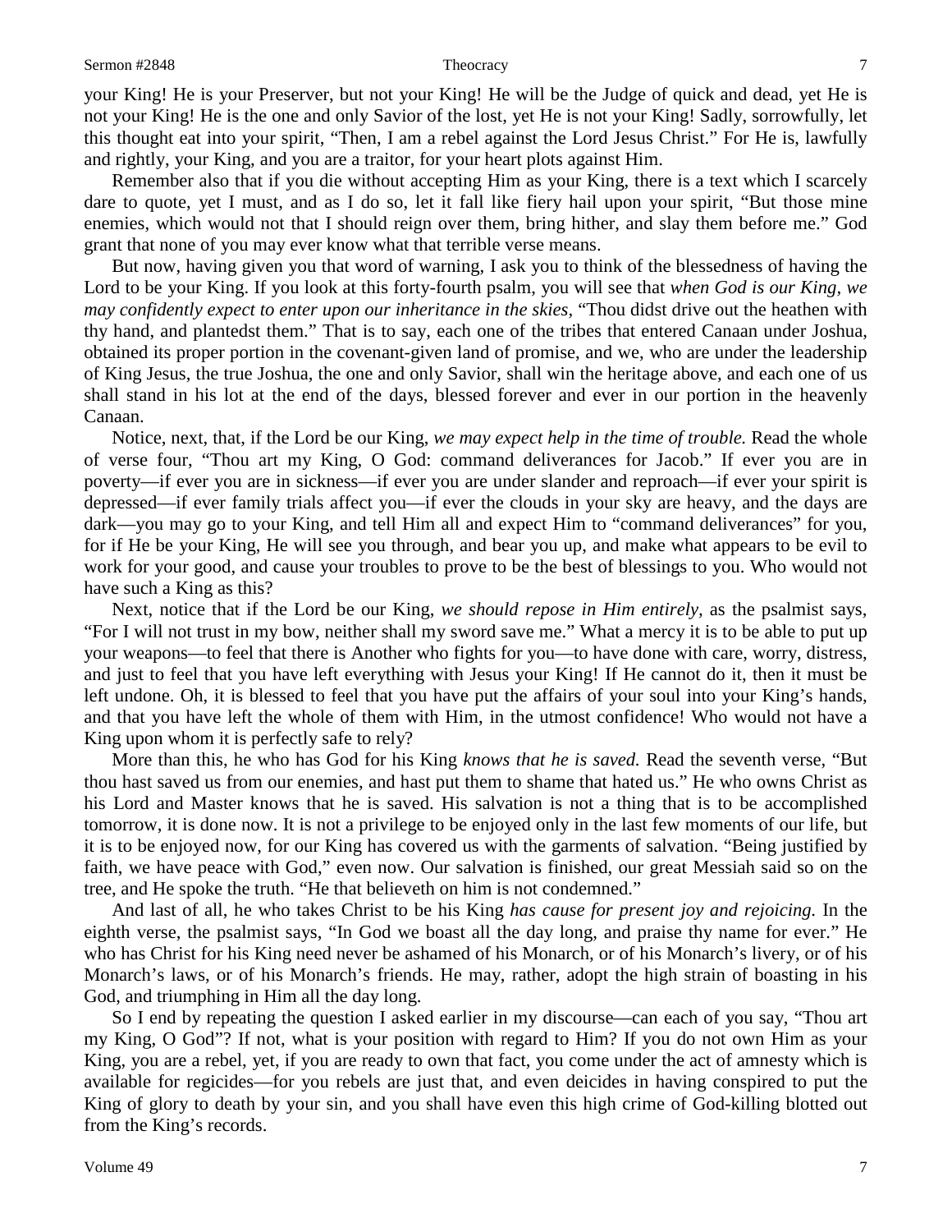your King! He is your Preserver, but not your King! He will be the Judge of quick and dead, yet He is not your King! He is the one and only Savior of the lost, yet He is not your King! Sadly, sorrowfully, let this thought eat into your spirit, "Then, I am a rebel against the Lord Jesus Christ." For He is, lawfully and rightly, your King, and you are a traitor, for your heart plots against Him.

Remember also that if you die without accepting Him as your King, there is a text which I scarcely dare to quote, yet I must, and as I do so, let it fall like fiery hail upon your spirit, "But those mine enemies, which would not that I should reign over them, bring hither, and slay them before me." God grant that none of you may ever know what that terrible verse means.

But now, having given you that word of warning, I ask you to think of the blessedness of having the Lord to be your King. If you look at this forty-fourth psalm, you will see that *when God is our King, we may confidently expect to enter upon our inheritance in the skies,* "Thou didst drive out the heathen with thy hand, and plantedst them." That is to say, each one of the tribes that entered Canaan under Joshua, obtained its proper portion in the covenant-given land of promise, and we, who are under the leadership of King Jesus, the true Joshua, the one and only Savior, shall win the heritage above, and each one of us shall stand in his lot at the end of the days, blessed forever and ever in our portion in the heavenly Canaan.

Notice, next, that, if the Lord be our King, *we may expect help in the time of trouble.* Read the whole of verse four, "Thou art my King, O God: command deliverances for Jacob." If ever you are in poverty—if ever you are in sickness—if ever you are under slander and reproach—if ever your spirit is depressed—if ever family trials affect you—if ever the clouds in your sky are heavy, and the days are dark—you may go to your King, and tell Him all and expect Him to "command deliverances" for you, for if He be your King, He will see you through, and bear you up, and make what appears to be evil to work for your good, and cause your troubles to prove to be the best of blessings to you. Who would not have such a King as this?

Next, notice that if the Lord be our King, *we should repose in Him entirely,* as the psalmist says, "For I will not trust in my bow, neither shall my sword save me." What a mercy it is to be able to put up your weapons—to feel that there is Another who fights for you—to have done with care, worry, distress, and just to feel that you have left everything with Jesus your King! If He cannot do it, then it must be left undone. Oh, it is blessed to feel that you have put the affairs of your soul into your King's hands, and that you have left the whole of them with Him, in the utmost confidence! Who would not have a King upon whom it is perfectly safe to rely?

More than this, he who has God for his King *knows that he is saved.* Read the seventh verse, "But thou hast saved us from our enemies, and hast put them to shame that hated us." He who owns Christ as his Lord and Master knows that he is saved. His salvation is not a thing that is to be accomplished tomorrow, it is done now. It is not a privilege to be enjoyed only in the last few moments of our life, but it is to be enjoyed now, for our King has covered us with the garments of salvation. "Being justified by faith, we have peace with God," even now. Our salvation is finished, our great Messiah said so on the tree, and He spoke the truth. "He that believeth on him is not condemned."

And last of all, he who takes Christ to be his King *has cause for present joy and rejoicing.* In the eighth verse, the psalmist says, "In God we boast all the day long, and praise thy name for ever." He who has Christ for his King need never be ashamed of his Monarch, or of his Monarch's livery, or of his Monarch's laws, or of his Monarch's friends. He may, rather, adopt the high strain of boasting in his God, and triumphing in Him all the day long.

So I end by repeating the question I asked earlier in my discourse—can each of you say, "Thou art my King, O God"? If not, what is your position with regard to Him? If you do not own Him as your King, you are a rebel, yet, if you are ready to own that fact, you come under the act of amnesty which is available for regicides—for you rebels are just that, and even deicides in having conspired to put the King of glory to death by your sin, and you shall have even this high crime of God-killing blotted out from the King's records.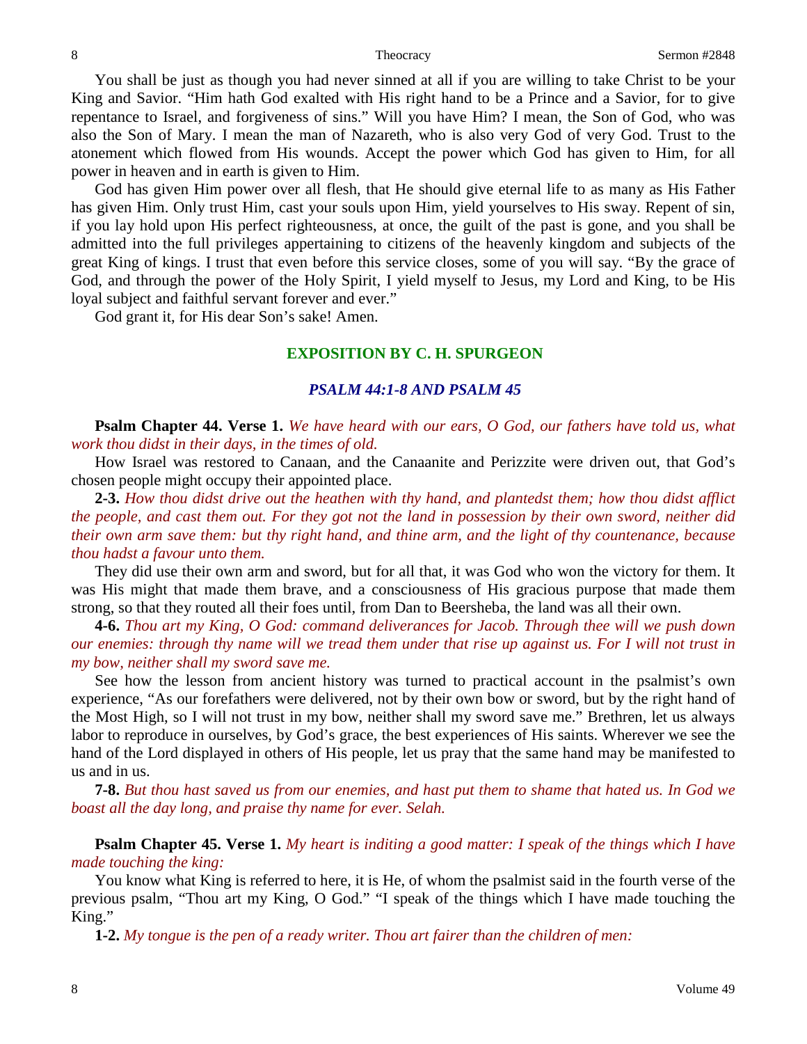You shall be just as though you had never sinned at all if you are willing to take Christ to be your King and Savior. "Him hath God exalted with His right hand to be a Prince and a Savior, for to give repentance to Israel, and forgiveness of sins." Will you have Him? I mean, the Son of God, who was also the Son of Mary. I mean the man of Nazareth, who is also very God of very God. Trust to the atonement which flowed from His wounds. Accept the power which God has given to Him, for all power in heaven and in earth is given to Him.

God has given Him power over all flesh, that He should give eternal life to as many as His Father has given Him. Only trust Him, cast your souls upon Him, yield yourselves to His sway. Repent of sin, if you lay hold upon His perfect righteousness, at once, the guilt of the past is gone, and you shall be admitted into the full privileges appertaining to citizens of the heavenly kingdom and subjects of the great King of kings. I trust that even before this service closes, some of you will say. "By the grace of God, and through the power of the Holy Spirit, I yield myself to Jesus, my Lord and King, to be His loyal subject and faithful servant forever and ever."

God grant it, for His dear Son's sake! Amen.

## EXPOSITION BY C. H. SPURGEON

### *PSALM 44:1-8 AND PSALM 45*

**Psalm Chapter 44. Verse 1.** *We have heard with our ears, O God, our fathers have told us, what work thou didst in their days, in the times of old.*

How Israel was restored to Canaan, and the Canaanite and Perizzite were driven out, that God's chosen people might occupy their appointed place.

**2-3.** *How thou didst drive out the heathen with thy hand, and plantedst them; how thou didst afflict the people, and cast them out. For they got not the land in possession by their own sword, neither did their own arm save them: but thy right hand, and thine arm, and the light of thy countenance, because thou hadst a favour unto them.*

They did use their own arm and sword, but for all that, it was God who won the victory for them. It was His might that made them brave, and a consciousness of His gracious purpose that made them strong, so that they routed all their foes until, from Dan to Beersheba, the land was all their own.

**4-6.** *Thou art my King, O God: command deliverances for Jacob. Through thee will we push down our enemies: through thy name will we tread them under that rise up against us. For I will not trust in my bow, neither shall my sword save me.*

See how the lesson from ancient history was turned to practical account in the psalmist's own experience, "As our forefathers were delivered, not by their own bow or sword, but by the right hand of the Most High, so I will not trust in my bow, neither shall my sword save me." Brethren, let us always labor to reproduce in ourselves, by God's grace, the best experiences of His saints. Wherever we see the hand of the Lord displayed in others of His people, let us pray that the same hand may be manifested to us and in us.

**7-8.** *But thou hast saved us from our enemies, and hast put them to shame that hated us. In God we boast all the day long, and praise thy name for ever. Selah.*

**Psalm Chapter 45. Verse 1.** *My heart is inditing a good matter: I speak of the things which I have made touching the king:*

You know what King is referred to here, it is He, of whom the psalmist said in the fourth verse of the previous psalm, "Thou art my King, O God." "I speak of the things which I have made touching the King."

**1-2.** *My tongue is the pen of a ready writer. Thou art fairer than the children of men:*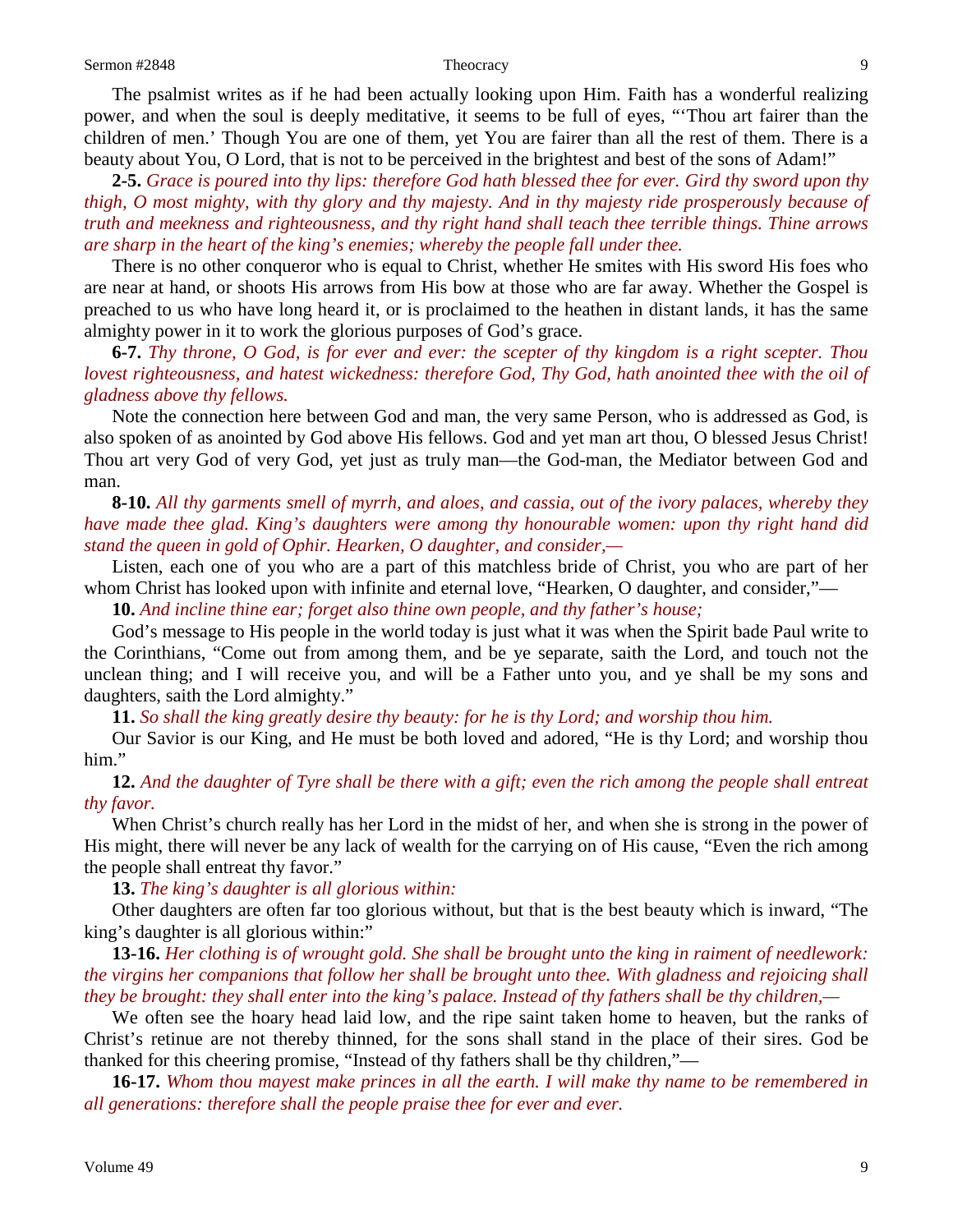The psalmist writes as if he had been actually looking upon Him. Faith has a wonderful realizing power, and when the soul is deeply meditative, it seems to be full of eyes, "'Thou art fairer than the children of men.' Though You are one of them, yet You are fairer than all the rest of them. There is a beauty about You, O Lord, that is not to be perceived in the brightest and best of the sons of Adam!"

**2-5.** *Grace is poured into thy lips: therefore God hath blessed thee for ever. Gird thy sword upon thy thigh, O most mighty, with thy glory and thy majesty. And in thy majesty ride prosperously because of truth and meekness and righteousness, and thy right hand shall teach thee terrible things. Thine arrows are sharp in the heart of the king's enemies; whereby the people fall under thee.*

There is no other conqueror who is equal to Christ, whether He smites with His sword His foes who are near at hand, or shoots His arrows from His bow at those who are far away. Whether the Gospel is preached to us who have long heard it, or is proclaimed to the heathen in distant lands, it has the same almighty power in it to work the glorious purposes of God's grace.

**6-7.** *Thy throne, O God, is for ever and ever: the scepter of thy kingdom is a right scepter. Thou lovest righteousness, and hatest wickedness: therefore God, Thy God, hath anointed thee with the oil of gladness above thy fellows.*

Note the connection here between God and man, the very same Person, who is addressed as God, is also spoken of as anointed by God above His fellows. God and yet man art thou, O blessed Jesus Christ! Thou art very God of very God, yet just as truly man—the God-man, the Mediator between God and man.

**8-10.** *All thy garments smell of myrrh, and aloes, and cassia, out of the ivory palaces, whereby they have made thee glad. King's daughters were among thy honourable women: upon thy right hand did stand the queen in gold of Ophir. Hearken, O daughter, and consider,—*

Listen, each one of you who are a part of this matchless bride of Christ, you who are part of her whom Christ has looked upon with infinite and eternal love, "Hearken, O daughter, and consider,"—

**10.** *And incline thine ear; forget also thine own people, and thy father's house;*

God's message to His people in the world today is just what it was when the Spirit bade Paul write to the Corinthians, "Come out from among them, and be ye separate, saith the Lord, and touch not the unclean thing; and I will receive you, and will be a Father unto you, and ye shall be my sons and daughters, saith the Lord almighty."

**11.** *So shall the king greatly desire thy beauty: for he is thy Lord; and worship thou him.*

Our Savior is our King, and He must be both loved and adored, "He is thy Lord; and worship thou him."

**12.** *And the daughter of Tyre shall be there with a gift; even the rich among the people shall entreat thy favor.*

When Christ's church really has her Lord in the midst of her, and when she is strong in the power of His might, there will never be any lack of wealth for the carrying on of His cause, "Even the rich among the people shall entreat thy favor."

**13.** *The king's daughter is all glorious within:*

Other daughters are often far too glorious without, but that is the best beauty which is inward, "The king's daughter is all glorious within:"

**13-16.** *Her clothing is of wrought gold. She shall be brought unto the king in raiment of needlework: the virgins her companions that follow her shall be brought unto thee. With gladness and rejoicing shall they be brought: they shall enter into the king's palace. Instead of thy fathers shall be thy children,—*

We often see the hoary head laid low, and the ripe saint taken home to heaven, but the ranks of Christ's retinue are not thereby thinned, for the sons shall stand in the place of their sires. God be thanked for this cheering promise, "Instead of thy fathers shall be thy children,"—

**16-17.** *Whom thou mayest make princes in all the earth. I will make thy name to be remembered in all generations: therefore shall the people praise thee for ever and ever.*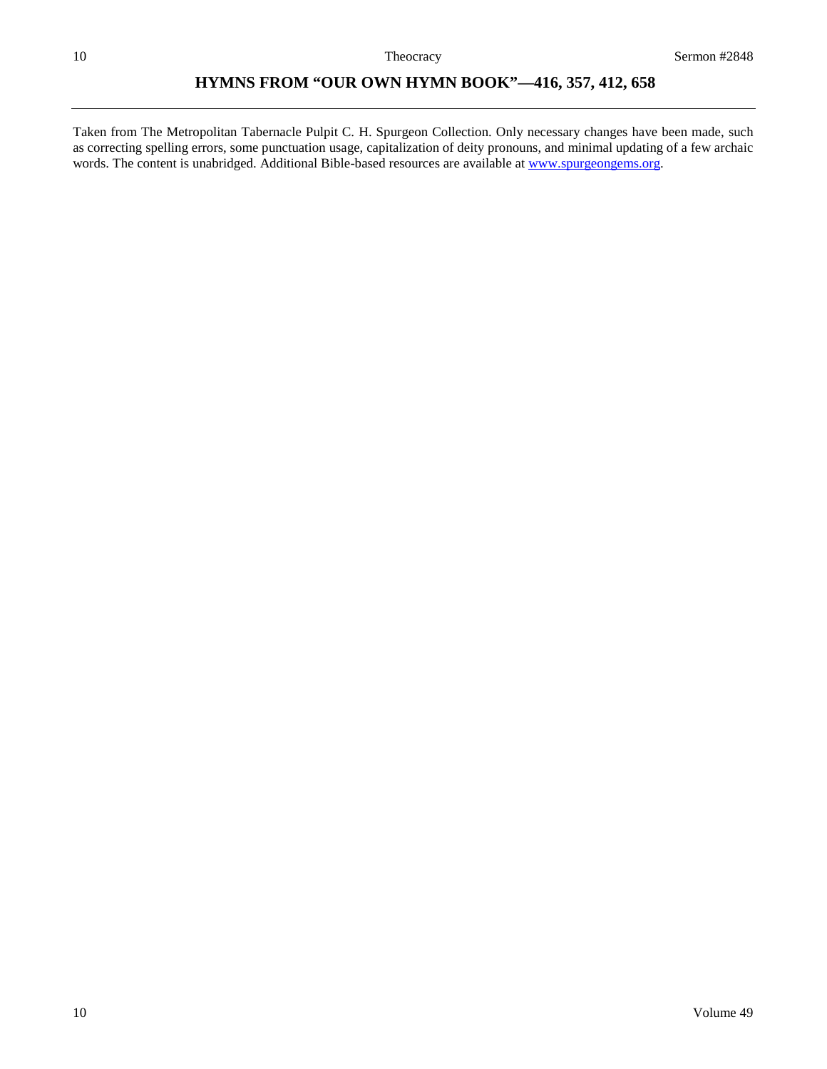## HYMNS FROM "OUR OWN HYMN BOOK"—416, 357, 412, 658

---

Taken from The Metropolitan Tabernacle Pulpit C. H. Spurgeon Collection. Only necessary changes have been made, such as correcting spelling errors, some punctuation usage, capitalization of deity pronouns, and minimal updating of a few archaic words. The content is unabridged. Additional Bible-based resources are available at [www.spurgeongems.org](http://www.spurgeongems.org).